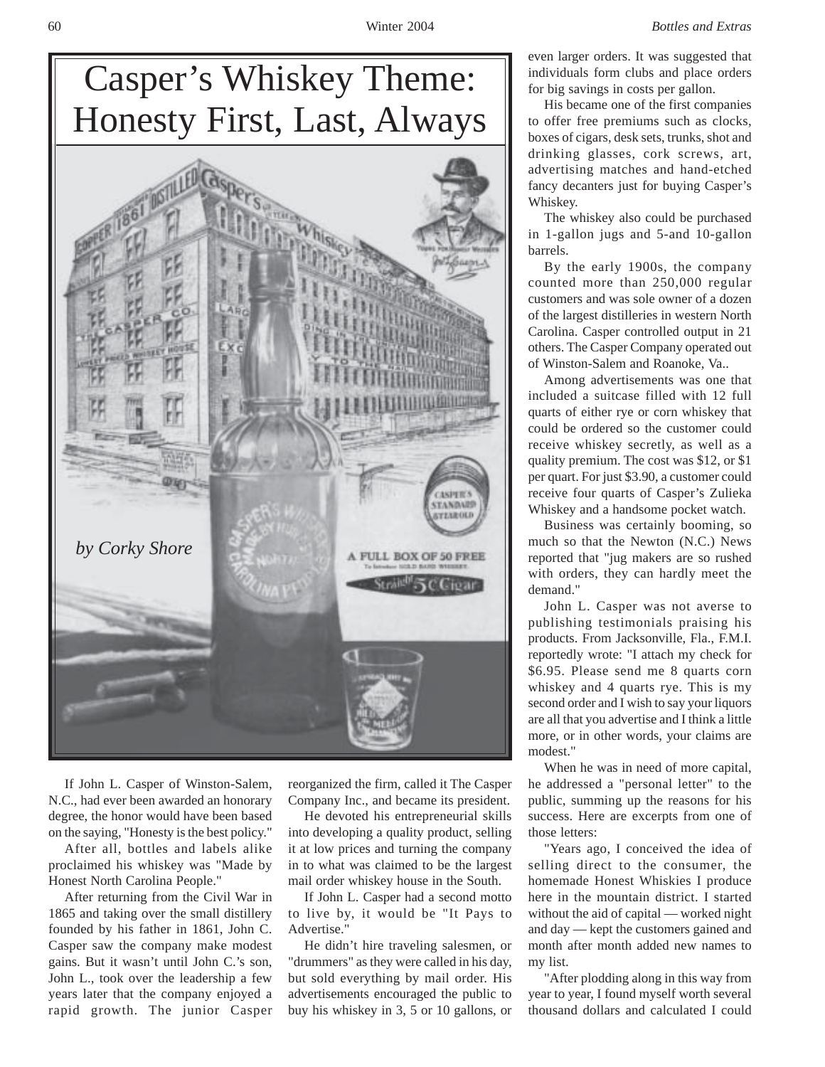# Casper's Whiskey Theme: Honesty First, Last, Always

*by Corky Shore*

If John L. Casper of Winston-Salem, N.C., had ever been awarded an honorary degree, the honor would have been based on the saying, "Honesty is the best policy."

After all, bottles and labels alike proclaimed his whiskey was "Made by Honest North Carolina People."

After returning from the Civil War in 1865 and taking over the small distillery founded by his father in 1861, John C. Casper saw the company make modest gains. But it wasn't until John C.'s son, John L., took over the leadership a few years later that the company enjoyed a rapid growth. The junior Casper reorganized the firm, called it The Casper Company Inc., and became its president.

He devoted his entrepreneurial skills into developing a quality product, selling it at low prices and turning the company in to what was claimed to be the largest mail order whiskey house in the South.

If John L. Casper had a second motto to live by, it would be "It Pays to Advertise."

He didn't hire traveling salesmen, or "drummers" as they were called in his day, but sold everything by mail order. His advertisements encouraged the public to buy his whiskey in 3, 5 or 10 gallons, or even larger orders. It was suggested that individuals form clubs and place orders for big savings in costs per gallon.

His became one of the first companies to offer free premiums such as clocks, boxes of cigars, desk sets, trunks, shot and drinking glasses, cork screws, art, advertising matches and hand-etched fancy decanters just for buying Casper's Whiskey.

The whiskey also could be purchased in 1-gallon jugs and 5-and 10-gallon barrels.

By the early 1900s, the company counted more than 250,000 regular customers and was sole owner of a dozen of the largest distilleries in western North Carolina. Casper controlled output in 21 others. The Casper Company operated out of Winston-Salem and Roanoke, Va..

Among advertisements was one that included a suitcase filled with 12 full quarts of either rye or corn whiskey that could be ordered so the customer could receive whiskey secretly, as well as a quality premium. The cost was $12, or $1 per quart. For just $3.90, a customer could receive four quarts of Casper's Zulieka Whiskey and a handsome pocket watch.

Business was certainly booming, so much so that the Newton (N.C.) News reported that "jug makers are so rushed with orders, they can hardly meet the demand."

John L. Casper was not averse to publishing testimonials praising his products. From Jacksonville, Fla., F.M.I. reportedly wrote: "I attach my check for $6.95. Please send me 8 quarts corn whiskey and 4 quarts rye. This is my second order and I wish to say your liquors are all that you advertise and I think a little more, or in other words, your claims are modest."

When he was in need of more capital, he addressed a "personal letter" to the public, summing up the reasons for his success. Here are excerpts from one of those letters:

"Years ago, I conceived the idea of selling direct to the consumer, the homemade Honest Whiskies I produce here in the mountain district. I started without the aid of capital — worked night and day — kept the customers gained and month after month added new names to my list.

"After plodding along in this way from year to year, I found myself worth several thousand dollars and calculated I could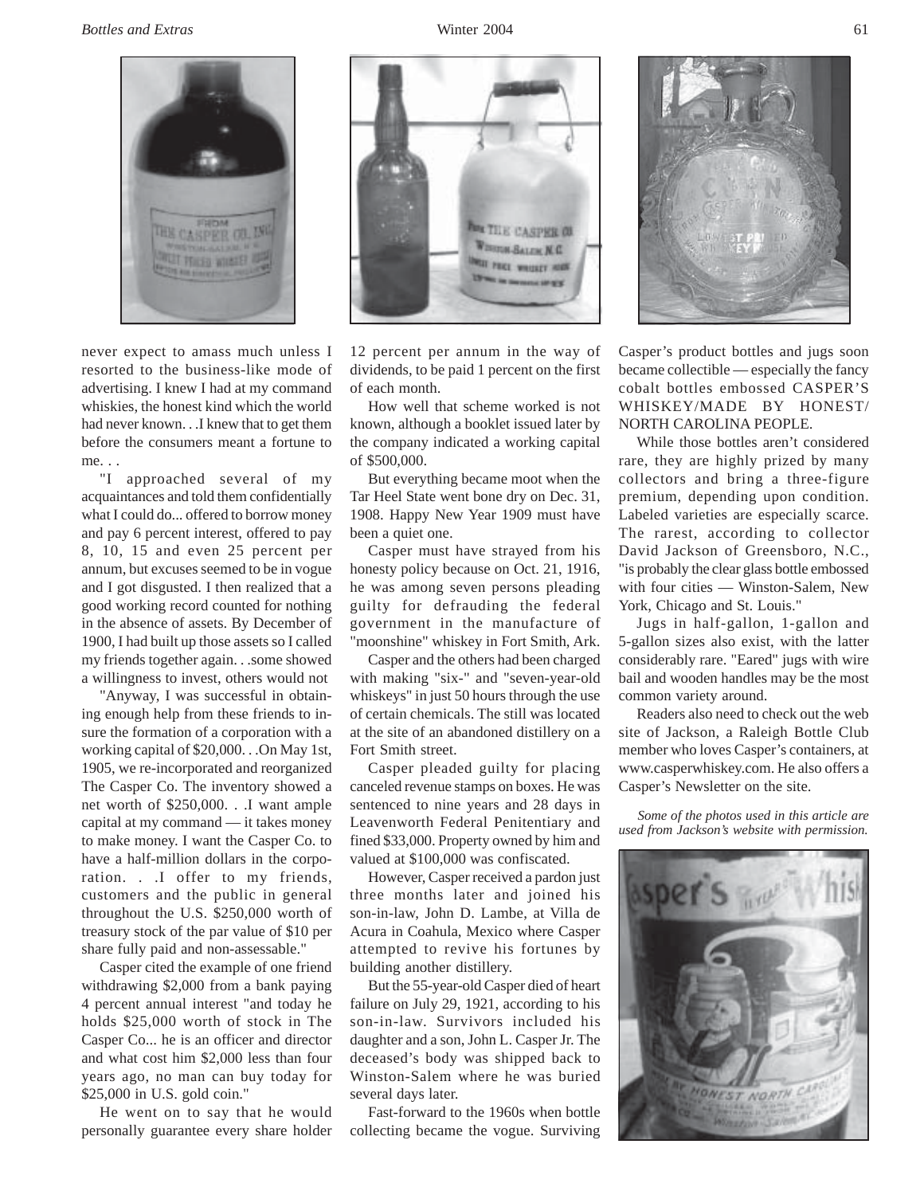never expect to amass much unless I resorted to the business-like mode of advertising. I knew I had at my command whiskies, the honest kind which the world had never known. . .I knew that to get them before the consumers meant a fortune to me. . .

"I approached several of my acquaintances and told them confidentially what I could do... offered to borrow money and pay 6 percent interest, offered to pay 8, 10, 15 and even 25 percent per annum, but excuses seemed to be in vogue and I got disgusted. I then realized that a good working record counted for nothing in the absence of assets. By December of 1900, I had built up those assets so I called my friends together again. . .some showed a willingness to invest, others would not

"Anyway, I was successful in obtaining enough help from these friends to insure the formation of a corporation with a working capital of $20,000. . .On May 1st, 1905, we re-incorporated and reorganized The Casper Co. The inventory showed a net worth of $250,000. . .I want ample capital at my command — it takes money to make money. I want the Casper Co. to have a half-million dollars in the corporation. . .I offer to my friends, customers and the public in general throughout the U.S. $250,000 worth of treasury stock of the par value of $10 per share fully paid and non-assessable."

Casper cited the example of one friend withdrawing $2,000 from a bank paying 4 percent annual interest "and today he holds $25,000 worth of stock in The Casper Co... he is an officer and director and what cost him $2,000 less than four years ago, no man can buy today for $25,000 in U.S. gold coin."

He went on to say that he would personally guarantee every share holder 12 percent per annum in the way of dividends, to be paid 1 percent on the first of each month.

How well that scheme worked is not known, although a booklet issued later by the company indicated a working capital of $500,000.

But everything became moot when the Tar Heel State went bone dry on Dec. 31, 1908. Happy New Year 1909 must have been a quiet one.

Casper must have strayed from his honesty policy because on Oct. 21, 1916, he was among seven persons pleading guilty for defrauding the federal government in the manufacture of "moonshine" whiskey in Fort Smith, Ark.

Casper and the others had been charged with making "six-" and "seven-year-old whiskeys" in just 50 hours through the use of certain chemicals. The still was located at the site of an abandoned distillery on a Fort Smith street.

Casper pleaded guilty for placing canceled revenue stamps on boxes. He was sentenced to nine years and 28 days in Leavenworth Federal Penitentiary and fined $33,000. Property owned by him and valued at $100,000 was confiscated.

However, Casper received a pardon just three months later and joined his son-in-law, John D. Lambe, at Villa de Acura in Coahula, Mexico where Casper attempted to revive his fortunes by building another distillery.

But the 55-year-old Casper died of heart failure on July 29, 1921, according to his son-in-law. Survivors included his daughter and a son, John L. Casper Jr. The deceased's body was shipped back to Winston-Salem where he was buried several days later.

Fast-forward to the 1960s when bottle collecting became the vogue. Surviving Casper's product bottles and jugs soon became collectible — especially the fancy cobalt bottles embossed CASPER'S WHISKEY/MADE BY HONEST/ NORTH CAROLINA PEOPLE.

While those bottles aren't considered rare, they are highly prized by many collectors and bring a three-figure premium, depending upon condition. Labeled varieties are especially scarce. The rarest, according to collector David Jackson of Greensboro, N.C., "is probably the clear glass bottle embossed with four cities — Winston-Salem, New York, Chicago and St. Louis."

Jugs in half-gallon, 1-gallon and 5-gallon sizes also exist, with the latter considerably rare. "Eared" jugs with wire bail and wooden handles may be the most common variety around.

Readers also need to check out the web site of Jackson, a Raleigh Bottle Club member who loves Casper's containers, at www.casperwhiskey.com. He also offers a Casper's Newsletter on the site.

*Some of the photos used in this article are used from Jackson's website with permission.*